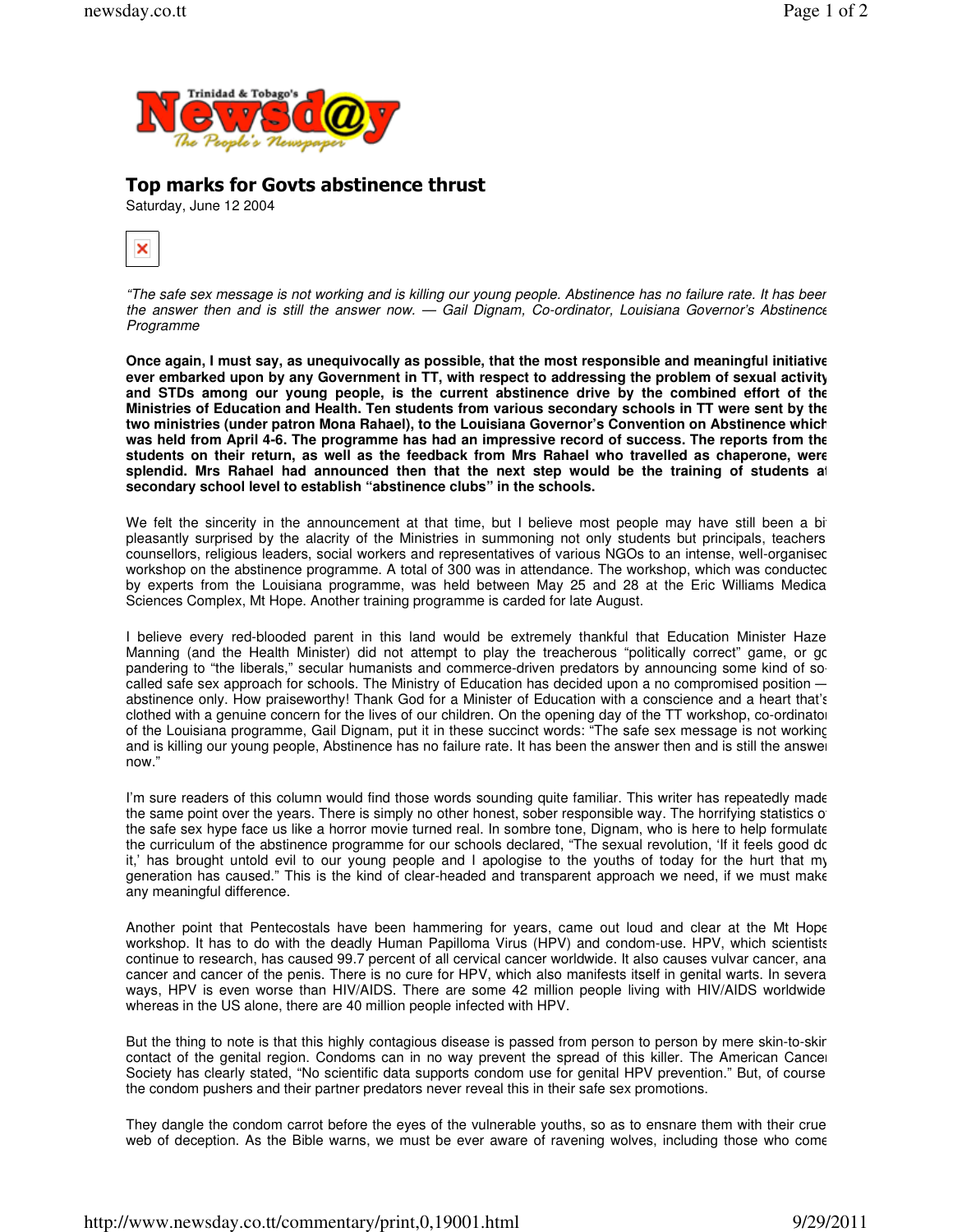# Top marks for Govts abstinence thrust

Saturday, June 12 2004

*"The safe sex message is not working and is killing our young people. Abstinence has no failure rate. It has been the answer then and is still the answer now. — Gail Dignam, Co-ordinator, Louisiana Governor's Abstinence Programme*

**Once again, I must say, as unequivocally as possible, that the most responsible and meaningful initiative ever embarked upon by any Government in TT, with respect to addressing the problem of sexual activity and STDs among our young people, is the current abstinence drive by the combined effort of the Ministries of Education and Health. Ten students from various secondary schools in TT were sent by the two ministries (under patron Mona Rahael), to the Louisiana Governor's Convention on Abstinence which was held from April 4-6. The programme has had an impressive record of success. The reports from the students on their return, as well as the feedback from Mrs Rahael who travelled as chaperone, were splendid. Mrs Rahael had announced then that the next step would be the training of students at secondary school level to establish "abstinence clubs" in the schools.**

We felt the sincerity in the announcement at that time, but I believe most people may have still been a bit pleasantly surprised by the alacrity of the Ministries in summoning not only students but principals, teachers, counsellors, religious leaders, social workers and representatives of various NGOs to an intense, well-organised workshop on the abstinence programme. A total of 300 was in attendance. The workshop, which was conducted by experts from the Louisiana programme, was held between May 25 and 28 at the Eric Williams Medical Sciences Complex, Mt Hope. Another training programme is carded for late August.

I believe every red-blooded parent in this land would be extremely thankful that Education Minister Hazel Manning (and the Health Minister) did not attempt to play the treacherous "politically correct" game, or go pandering to "the liberals," secular humanists and commerce-driven predators by announcing some kind of so-called safe sex approach for schools. The Ministry of Education has decided upon a no compromised position — abstinence only. How praiseworthy! Thank God for a Minister of Education with a conscience and a heart that's clothed with a genuine concern for the lives of our children. On the opening day of the TT workshop, co-ordinator of the Louisiana programme, Gail Dignam, put it in these succinct words: "The safe sex message is not working and is killing our young people, Abstinence has no failure rate. It has been the answer then and is still the answer now."

I'm sure readers of this column would find those words sounding quite familiar. This writer has repeatedly made the same point over the years. There is simply no other honest, sober responsible way. The horrifying statistics of the safe sex hype face us like a horror movie turned real. In sombre tone, Dignam, who is here to help formulate the curriculum of the abstinence programme for our schools declared, "The sexual revolution, 'If it feels good do it,' has brought untold evil to our young people and I apologise to the youths of today for the hurt that my generation has caused." This is the kind of clear-headed and transparent approach we need, if we must make any meaningful difference.

Another point that Pentecostals have been hammering for years, came out loud and clear at the Mt Hope workshop. It has to do with the deadly Human Papilloma Virus (HPV) and condom-use. HPV, which scientists continue to research, has caused 99.7 percent of all cervical cancer worldwide. It also causes vulvar cancer, anal cancer and cancer of the penis. There is no cure for HPV, which also manifests itself in genital warts. In several ways, HPV is even worse than HIV/AIDS. There are some 42 million people living with HIV/AIDS worldwide whereas in the US alone, there are 40 million people infected with HPV.

But the thing to note is that this highly contagious disease is passed from person to person by mere skin-to-skin contact of the genital region. Condoms can in no way prevent the spread of this killer. The American Cancer Society has clearly stated, "No scientific data supports condom use for genital HPV prevention." But, of course the condom pushers and their partner predators never reveal this in their safe sex promotions.

They dangle the condom carrot before the eyes of the vulnerable youths, so as to ensnare them with their cruel web of deception. As the Bible warns, we must be ever aware of ravening wolves, including those who come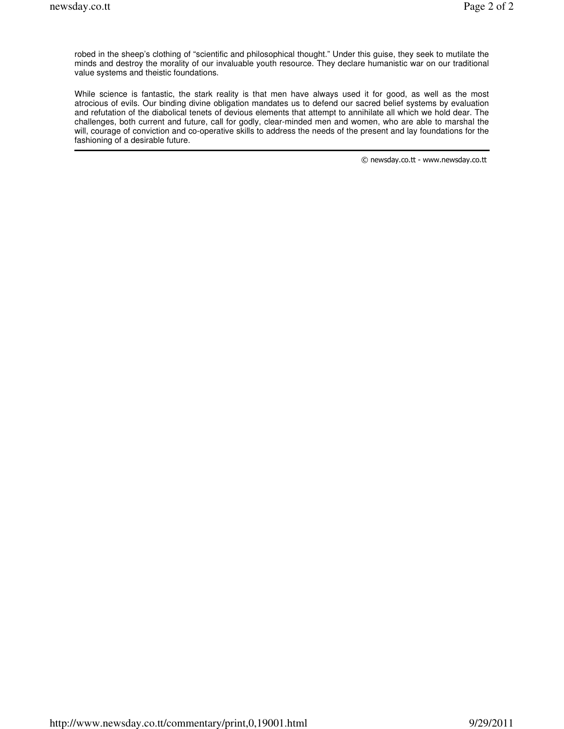robed in the sheep's clothing of "scientific and philosophical thought." Under this guise, they seek to mutilate the minds and destroy the morality of our invaluable youth resource. They declare humanistic war on our traditional value systems and theistic foundations.

While science is fantastic, the stark reality is that men have always used it for good, as well as the most atrocious of evils. Our binding divine obligation mandates us to defend our sacred belief systems by evaluation and refutation of the diabolical tenets of devious elements that attempt to annihilate all which we hold dear. The challenges, both current and future, call for godly, clear-minded men and women, who are able to marshal the will, courage of conviction and co-operative skills to address the needs of the present and lay foundations for the fashioning of a desirable future.

© newsday.co.tt - www.newsday.co.tt